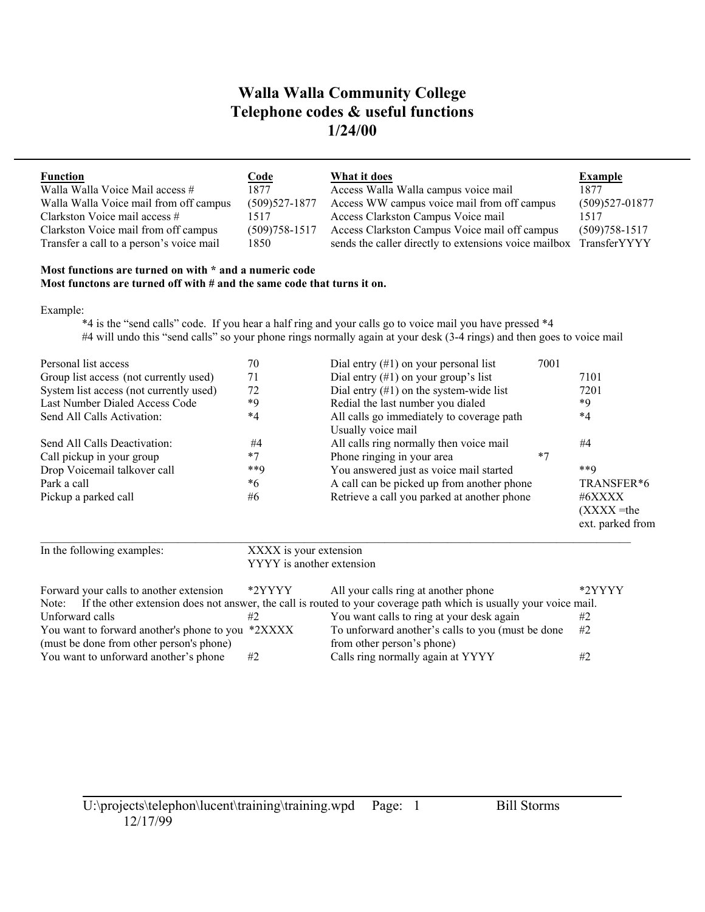# Walla Walla Community College
## Telephone codes & useful functions
## 1/24/00

| Function | Code | What it does | Example |
|---|---|---|---|
| Walla Walla Voice Mail access # | 1877 | Access Walla Walla campus voice mail | 1877 |
| Walla Walla Voice mail from off campus | (509)527-1877 | Access WW campus voice mail from off campus | (509)527-01877 |
| Clarkston Voice mail access # | 1517 | Access Clarkston Campus Voice mail | 1517 |
| Clarkston Voice mail from off campus | (509)758-1517 | Access Clarkston Campus Voice mail off campus | (509)758-1517 |
| Transfer a call to a person's voice mail | 1850 | sends the caller directly to extensions voice mailbox | TransferYYYY |

**Most functions are turned on with * and a numeric code**
**Most functons are turned off with # and the same code that turns it on.**

Example:

*4 is the "send calls" code. If you hear a half ring and your calls go to voice mail you have pressed *4
#4 will undo this "send calls" so your phone rings normally again at your desk (3-4 rings) and then goes to voice mail

| Function | Code | What it does | Example |
|---|---|---|---|
| Personal list access | 70 | Dial entry (#1) on your personal list | 7001 |
| Group list access (not currently used) | 71 | Dial entry (#1) on your group's list | 7101 |
| System list access (not currently used) | 72 | Dial entry (#1) on the system-wide list | 7201 |
| Last Number Dialed Access Code | *9 | Redial the last number you dialed | *9 |
| Send All Calls Activation: | *4 | All calls go immediately to coverage path Usually voice mail | *4 |
| Send All Calls Deactivation: | #4 | All calls ring normally then voice mail | #4 |
| Call pickup in your group | *7 | Phone ringing in your area | *7 |
| Drop Voicemail talkover call | **9 | You answered just as voice mail started | **9 |
| Park a call | *6 | A call can be picked up from another phone | TRANSFER*6 |
| Pickup a parked call | #6 | Retrieve a call you parked at another phone | #6XXXX (XXXX =the ext. parked from |

In the following examples: XXXX is your extension
YYYY is another extension

| Function | Code | What it does | Example |
|---|---|---|---|
| Forward your calls to another extension | *2YYYY | All your calls ring at another phone | *2YYYY |

Note: If the other extension does not answer, the call is routed to your coverage path which is usually your voice mail.

| Function | Code | What it does | Example |
|---|---|---|---|
| Unforward calls | #2 | You want calls to ring at your desk again | #2 |
| You want to forward another's phone to you (must be done from other person's phone) | *2XXXX | To unforward another's calls to you (must be done from other person's phone) | #2 |
| You want to unforward another's phone | #2 | Calls ring normally again at YYYY | #2 |

U:\projects\telephon\lucent\training\training.wpd Bill Storms
12/17/99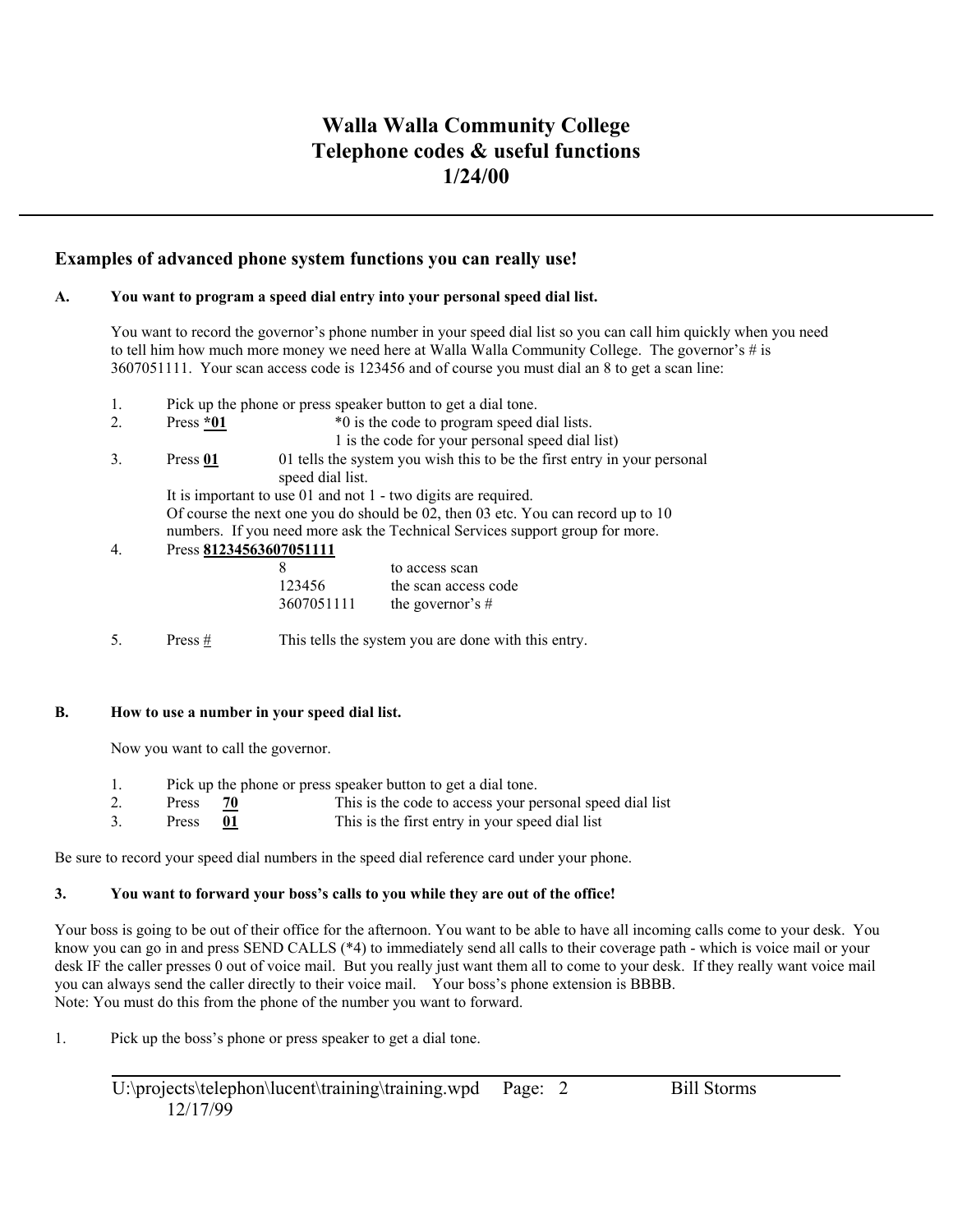# Walla Walla Community College
# Telephone codes & useful functions
# 1/24/00

---

## Examples of advanced phone system functions you can really use!

### A. You want to program a speed dial entry into your personal speed dial list.

You want to record the governor's phone number in your speed dial list so you can call him quickly when you need to tell him how much more money we need here at Walla Walla Community College. The governor's # is 3607051111. Your scan access code is 123456 and of course you must dial an 8 to get a scan line:

1. Pick up the phone or press speaker button to get a dial tone.
2. Press ***01** — *0 is the code to program speed dial lists. 1 is the code for your personal speed dial list)
3. Press **01** — 01 tells the system you wish this to be the first entry in your personal speed dial list.

   It is important to use 01 and not 1 - two digits are required.
   Of course the next one you do should be 02, then 03 etc. You can record up to 10 numbers. If you need more ask the Technical Services support group for more.
4. Press **81234563607051111**

   | | |
   |---|---|
   | 8 | to access scan |
   | 123456 | the scan access code |
   | 3607051111 | the governor's # |

5. Press # — This tells the system you are done with this entry.

### B. How to use a number in your speed dial list.

Now you want to call the governor.

1. Pick up the phone or press speaker button to get a dial tone.
2. Press **70** — This is the code to access your personal speed dial list
3. Press **01** — This is the first entry in your speed dial list

Be sure to record your speed dial numbers in the speed dial reference card under your phone.

### 3. You want to forward your boss's calls to you while they are out of the office!

Your boss is going to be out of their office for the afternoon. You want to be able to have all incoming calls come to your desk. You know you can go in and press SEND CALLS (*4) to immediately send all calls to their coverage path - which is voice mail or your desk IF the caller presses 0 out of voice mail. But you really just want them all to come to your desk. If they really want voice mail you can always send the caller directly to their voice mail. Your boss's phone extension is BBBB.
Note: You must do this from the phone of the number you want to forward.

1. Pick up the boss's phone or press speaker to get a dial tone.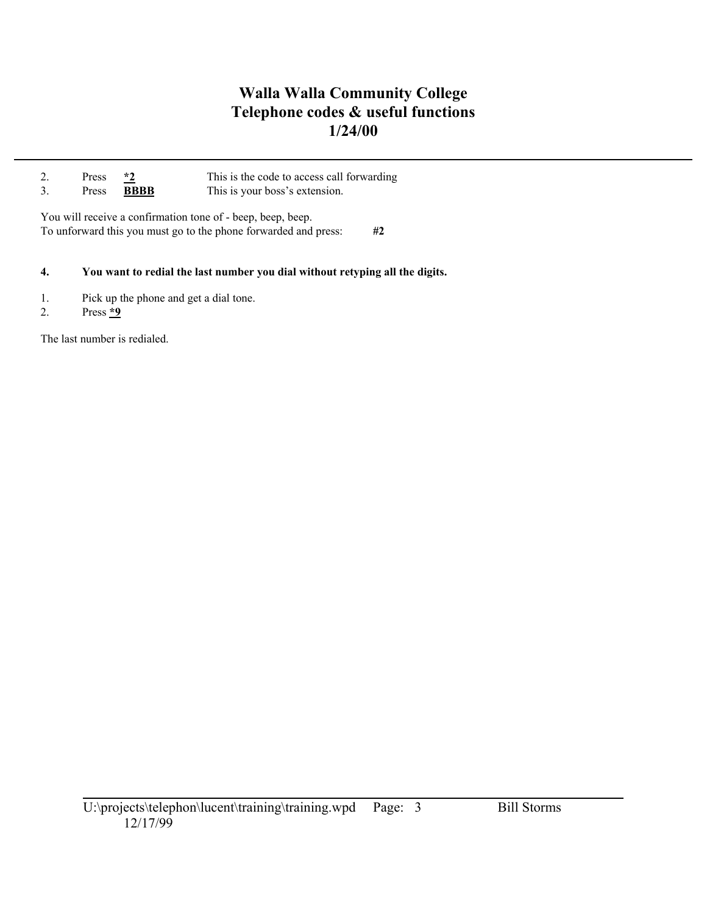2. Press **<u>*2</u>** This is the code to access call forwarding
3. Press **<u>BBBB</u>** This is your boss's extension.

You will receive a confirmation tone of - beep, beep, beep.
To unforward this you must go to the phone forwarded and press: **#2**

**4. You want to redial the last number you dial without retyping all the digits.**

1. Pick up the phone and get a dial tone.
2. Press **<u>*9</u>**

The last number is redialed.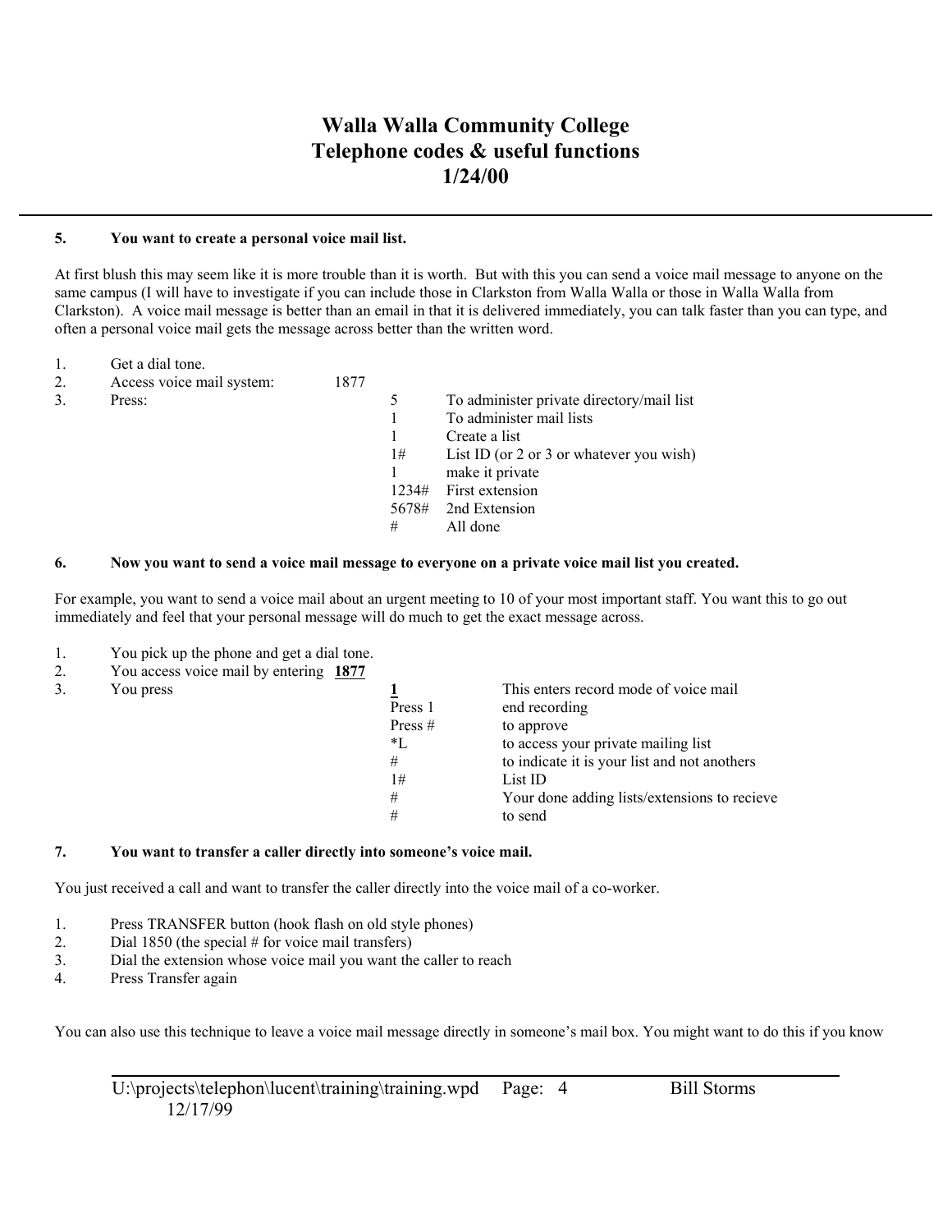**5. You want to create a personal voice mail list.**

At first blush this may seem like it is more trouble than it is worth. But with this you can send a voice mail message to anyone on the same campus (I will have to investigate if you can include those in Clarkston from Walla Walla or those in Walla Walla from Clarkston). A voice mail message is better than an email in that it is delivered immediately, you can talk faster than you can type, and often a personal voice mail gets the message across better than the written word.

| Step | Action | Code | Key | Description |
|---|---|---|---|---|
| 1. | Get a dial tone. | | | |
| 2. | Access voice mail system: | 1877 | | |
| 3. | Press: | | 5 | To administer private directory/mail list |
| | | | 1 | To administer mail lists |
| | | | 1 | Create a list |
| | | | 1# | List ID (or 2 or 3 or whatever you wish) |
| | | | 1 | make it private |
| | | | 1234# | First extension |
| | | | 5678# | 2nd Extension |
| | | | # | All done |

**6. Now you want to send a voice mail message to everyone on a private voice mail list you created.**

For example, you want to send a voice mail about an urgent meeting to 10 of your most important staff. You want this to go out immediately and feel that your personal message will do much to get the exact message across.

| Step | Action | Key | Description |
|---|---|---|---|
| 1. | You pick up the phone and get a dial tone. | | |
| 2. | You access voice mail by entering **1877** | | |
| 3. | You press | **1** | This enters record mode of voice mail |
| | | Press 1 | end recording |
| | | Press # | to approve |
| | | *L | to access your private mailing list |
| | | # | to indicate it is your list and not anothers |
| | | 1# | List ID |
| | | # | Your done adding lists/extensions to recieve |
| | | # | to send |

**7. You want to transfer a caller directly into someone's voice mail.**

You just received a call and want to transfer the caller directly into the voice mail of a co-worker.

1. Press TRANSFER button (hook flash on old style phones)
2. Dial 1850 (the special # for voice mail transfers)
3. Dial the extension whose voice mail you want the caller to reach
4. Press Transfer again

You can also use this technique to leave a voice mail message directly in someone's mail box. You might want to do this if you know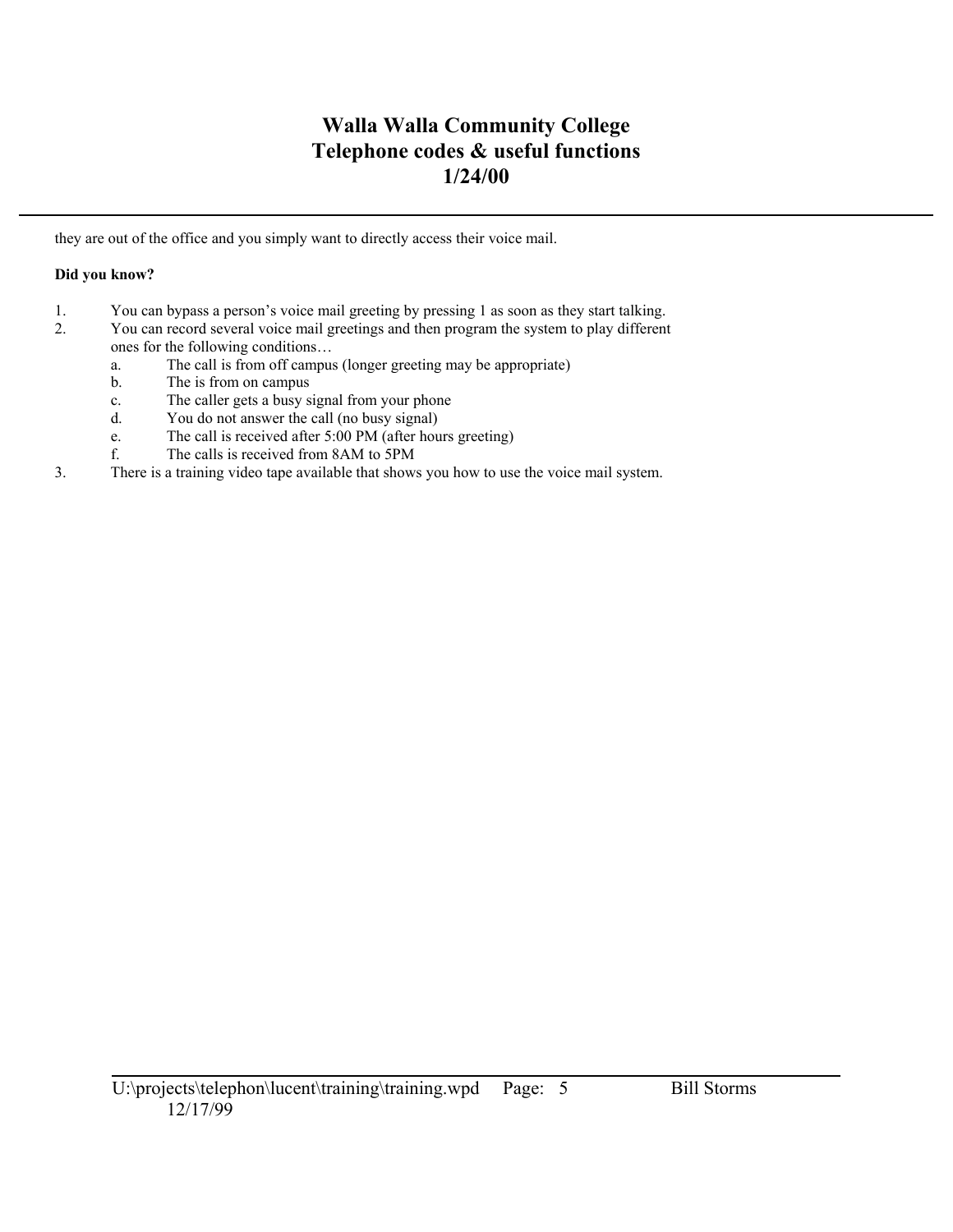they are out of the office and you simply want to directly access their voice mail.

**Did you know?**

1. You can bypass a person's voice mail greeting by pressing 1 as soon as they start talking.
2. You can record several voice mail greetings and then program the system to play different ones for the following conditions…
   a. The call is from off campus (longer greeting may be appropriate)
   b. The is from on campus
   c. The caller gets a busy signal from your phone
   d. You do not answer the call (no busy signal)
   e. The call is received after 5:00 PM (after hours greeting)
   f. The calls is received from 8AM to 5PM
3. There is a training video tape available that shows you how to use the voice mail system.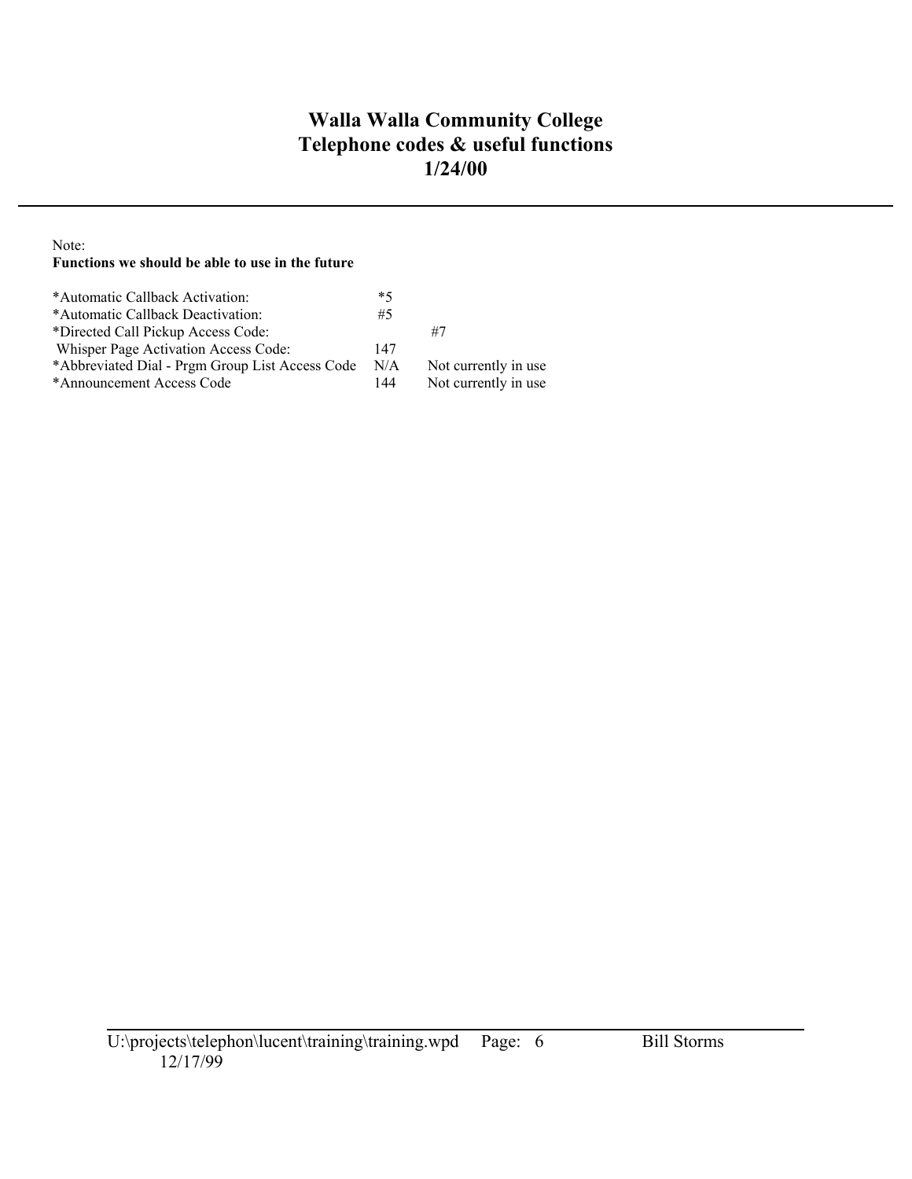# Walla Walla Community College
# Telephone codes & useful functions
# 1/24/00

---

Note:

**Functions we should be able to use in the future**

| | | |
|---|---|---|
| *Automatic Callback Activation: | *5 | |
| *Automatic Callback Deactivation: | #5 | |
| *Directed Call Pickup Access Code: | | #7 |
| Whisper Page Activation Access Code: | 147 | |
| *Abbreviated Dial - Prgm Group List Access Code | N/A | Not currently in use |
| *Announcement Access Code | 144 | Not currently in use |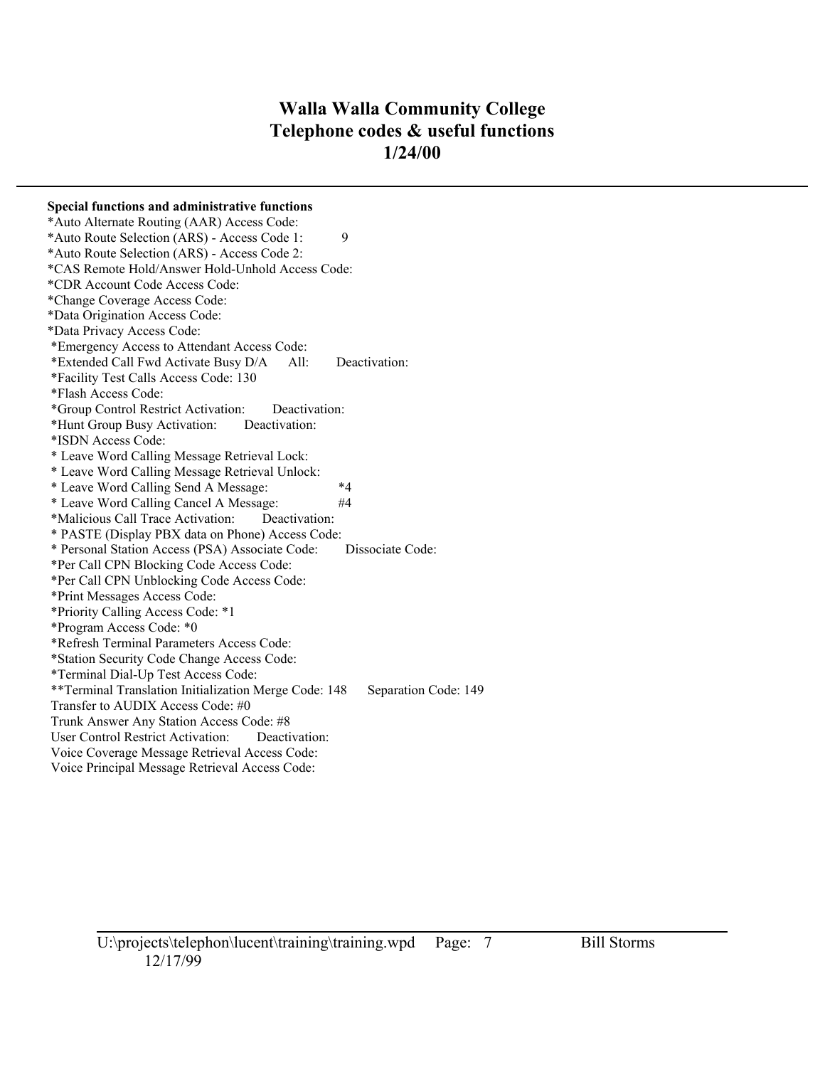# Walla Walla Community College
# Telephone codes & useful functions
# 1/24/00

---

**Special functions and administrative functions**

*Auto Alternate Routing (AAR) Access Code:
*Auto Route Selection (ARS) - Access Code 1: 9
*Auto Route Selection (ARS) - Access Code 2:
*CAS Remote Hold/Answer Hold-Unhold Access Code:
*CDR Account Code Access Code:
*Change Coverage Access Code:
*Data Origination Access Code:
*Data Privacy Access Code:
*Emergency Access to Attendant Access Code:
*Extended Call Fwd Activate Busy D/A All: Deactivation:
*Facility Test Calls Access Code: 130
*Flash Access Code:
*Group Control Restrict Activation: Deactivation:
*Hunt Group Busy Activation: Deactivation:
*ISDN Access Code:
* Leave Word Calling Message Retrieval Lock:
* Leave Word Calling Message Retrieval Unlock:
* Leave Word Calling Send A Message: *4
* Leave Word Calling Cancel A Message: #4
*Malicious Call Trace Activation: Deactivation:
* PASTE (Display PBX data on Phone) Access Code:
* Personal Station Access (PSA) Associate Code: Dissociate Code:
*Per Call CPN Blocking Code Access Code:
*Per Call CPN Unblocking Code Access Code:
*Print Messages Access Code:
*Priority Calling Access Code: *1
*Program Access Code: *0
*Refresh Terminal Parameters Access Code:
*Station Security Code Change Access Code:
*Terminal Dial-Up Test Access Code:
**Terminal Translation Initialization Merge Code: 148 Separation Code: 149
Transfer to AUDIX Access Code: #0
Trunk Answer Any Station Access Code: #8
User Control Restrict Activation: Deactivation:
Voice Coverage Message Retrieval Access Code:
Voice Principal Message Retrieval Access Code: